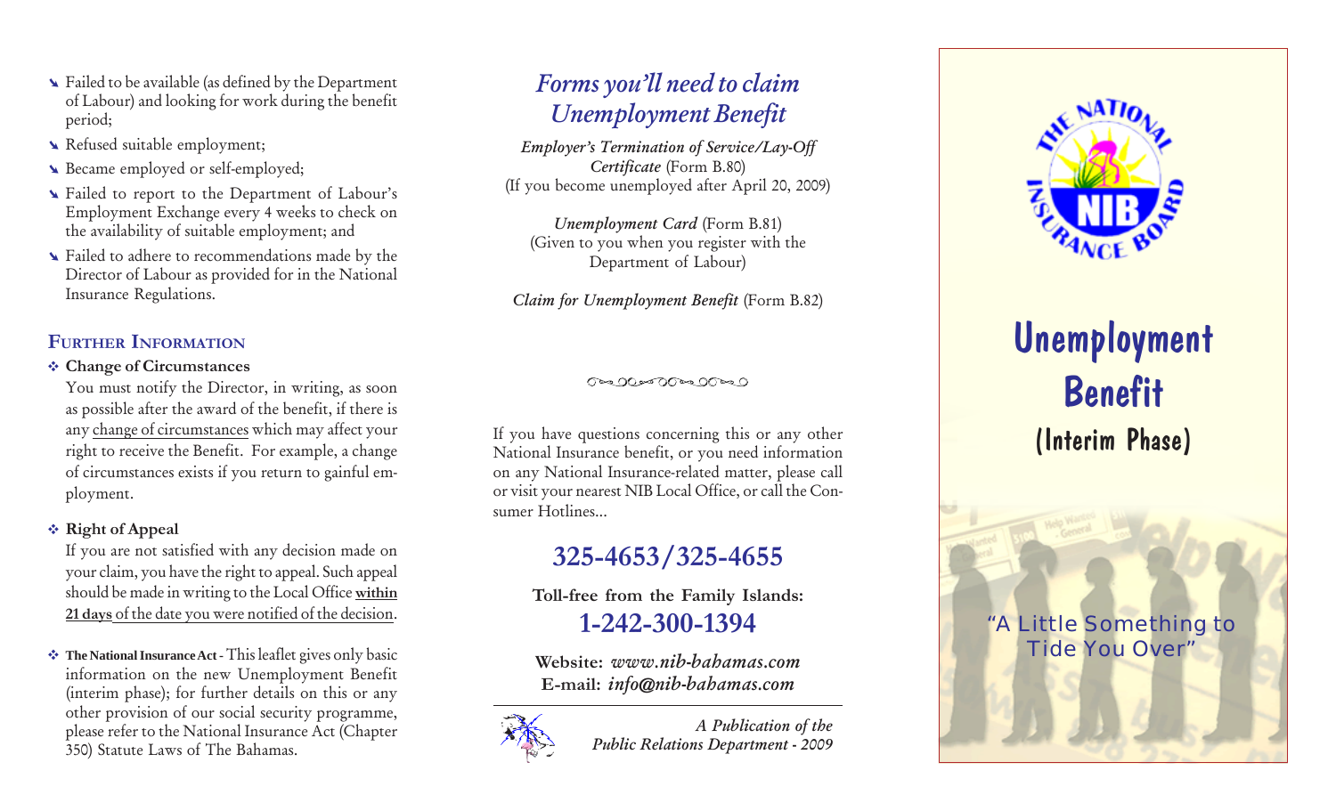- Failed to be available (as defined by the Department of Labour) and looking for work during the benefit period;
- Refused suitable employment;
- Became employed or self-employed;
- Failed to report to the Department of Labour's Employment Exchange every 4 weeks to check on the availability of suitable employment; and
- Failed to adhere to recommendations made by the Director of Labour as provided for in the National Insurance Regulations.

## Further Information

- **Change of Circumstances**

  You must notify the Director, in writing, as soon as possible after the award of the benefit, if there is any change of circumstances which may affect your right to receive the Benefit. For example, a change of circumstances exists if you return to gainful employment.

- **Right of Appeal**

  If you are not satisfied with any decision made on your claim, you have the right to appeal. Such appeal should be made in writing to the Local Office **within 21 days** of the date you were notified of the decision.

- **The National Insurance Act** - This leaflet gives only basic information on the new Unemployment Benefit (interim phase); for further details on this or any other provision of our social security programme, please refer to the National Insurance Act (Chapter 350) Statute Laws of The Bahamas.

## *Forms you'll need to claim Unemployment Benefit*

*Employer's Termination of Service/Lay-Off Certificate* (Form B.80)
(If you become unemployed after April 20, 2009)

*Unemployment Card* (Form B.81)
(Given to you when you register with the Department of Labour)

*Claim for Unemployment Benefit* (Form B.82)

If you have questions concerning this or any other National Insurance benefit, or you need information on any National Insurance-related matter, please call or visit your nearest NIB Local Office, or call the Consumer Hotlines...

**325-4653/325-4655**

**Toll-free from the Family Islands:**
**1-242-300-1394**

**Website:** *www.nib-bahamas.com*
**E-mail:** *info@nib-bahamas.com*

*A Publication of the Public Relations Department - 2009*

THE NATIONAL INSURANCE BOARD
NIB

# Unemployment Benefit
## (Interim Phase)

"A Little Something to Tide You Over"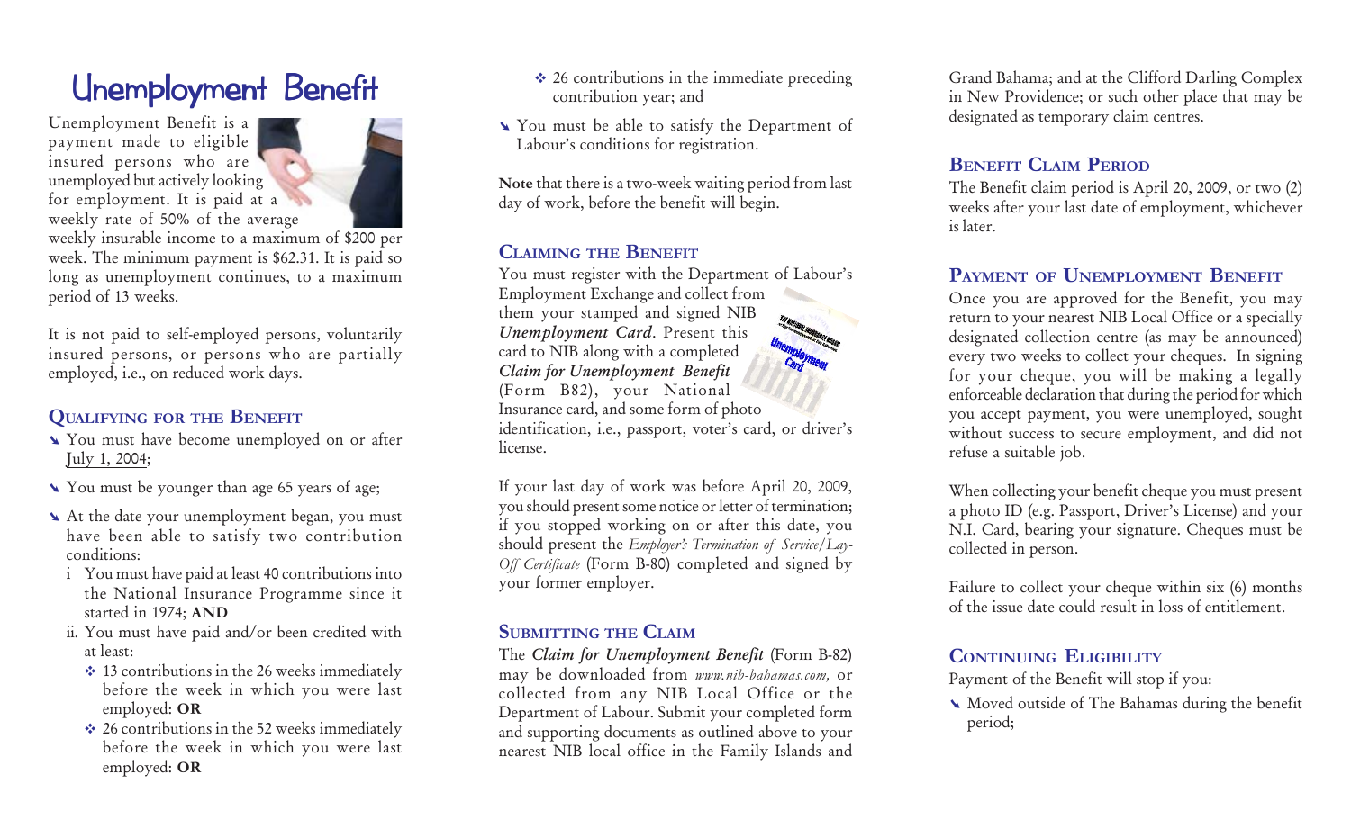# Unemployment Benefit

Unemployment Benefit is a payment made to eligible insured persons who are unemployed but actively looking for employment. It is paid at a weekly rate of 50% of the average weekly insurable income to a maximum of $200 per week. The minimum payment is $62.31. It is paid so long as unemployment continues, to a maximum period of 13 weeks.

It is not paid to self-employed persons, voluntarily insured persons, or persons who are partially employed, i.e., on reduced work days.

## Qualifying for the Benefit

- You must have become unemployed on or after July 1, 2004;
- You must be younger than age 65 years of age;
- At the date your unemployment began, you must have been able to satisfy two contribution conditions:
  - i You must have paid at least 40 contributions into the National Insurance Programme since it started in 1974; **AND**
  - ii. You must have paid and/or been credited with at least:
    - 13 contributions in the 26 weeks immediately before the week in which you were last employed: **OR**
    - 26 contributions in the 52 weeks immediately before the week in which you were last employed: **OR**
    - 26 contributions in the immediate preceding contribution year; and
- You must be able to satisfy the Department of Labour's conditions for registration.

**Note** that there is a two-week waiting period from last day of work, before the benefit will begin.

## Claiming the Benefit

You must register with the Department of Labour's Employment Exchange and collect from them your stamped and signed NIB ***Unemployment Card***. Present this card to NIB along with a completed ***Claim for Unemployment Benefit*** (Form B82), your National Insurance card, and some form of photo identification, i.e., passport, voter's card, or driver's license.

If your last day of work was before April 20, 2009, you should present some notice or letter of termination; if you stopped working on or after this date, you should present the *Employer's Termination of Service/Lay-Off Certificate* (Form B-80) completed and signed by your former employer.

## Submitting the Claim

The ***Claim for Unemployment Benefit*** (Form B-82) may be downloaded from *www.nib-bahamas.com,* or collected from any NIB Local Office or the Department of Labour. Submit your completed form and supporting documents as outlined above to your nearest NIB local office in the Family Islands and Grand Bahama; and at the Clifford Darling Complex in New Providence; or such other place that may be designated as temporary claim centres.

## Benefit Claim Period

The Benefit claim period is April 20, 2009, or two (2) weeks after your last date of employment, whichever is later.

## Payment of Unemployment Benefit

Once you are approved for the Benefit, you may return to your nearest NIB Local Office or a specially designated collection centre (as may be announced) every two weeks to collect your cheques. In signing for your cheque, you will be making a legally enforceable declaration that during the period for which you accept payment, you were unemployed, sought without success to secure employment, and did not refuse a suitable job.

When collecting your benefit cheque you must present a photo ID (e.g. Passport, Driver's License) and your N.I. Card, bearing your signature. Cheques must be collected in person.

Failure to collect your cheque within six (6) months of the issue date could result in loss of entitlement.

## Continuing Eligibility

Payment of the Benefit will stop if you:

- Moved outside of The Bahamas during the benefit period;